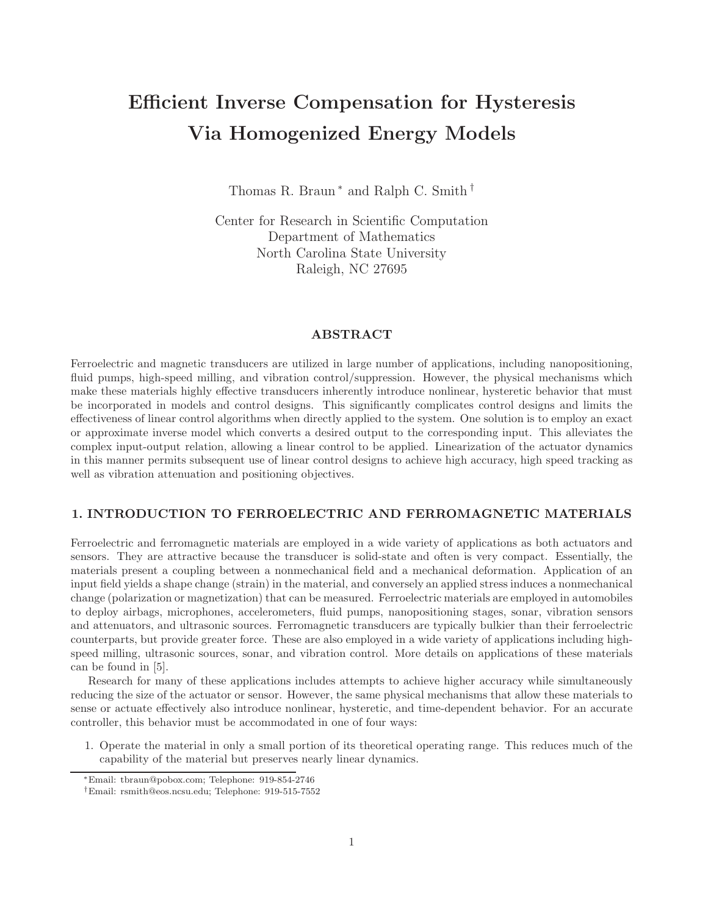# Efficient Inverse Compensation for Hysteresis Via Homogenized Energy Models

Thomas R. Braun [*] and Ralph C. Smith [†]

Center for Research in Scientific Computation
Department of Mathematics
North Carolina State University
Raleigh, NC 27695

## ABSTRACT

Ferroelectric and magnetic transducers are utilized in large number of applications, including nanopositioning, fluid pumps, high-speed milling, and vibration control/suppression. However, the physical mechanisms which make these materials highly effective transducers inherently introduce nonlinear, hysteretic behavior that must be incorporated in models and control designs. This significantly complicates control designs and limits the effectiveness of linear control algorithms when directly applied to the system. One solution is to employ an exact or approximate inverse model which converts a desired output to the corresponding input. This alleviates the complex input-output relation, allowing a linear control to be applied. Linearization of the actuator dynamics in this manner permits subsequent use of linear control designs to achieve high accuracy, high speed tracking as well as vibration attenuation and positioning objectives.

## 1. INTRODUCTION TO FERROELECTRIC AND FERROMAGNETIC MATERIALS

Ferroelectric and ferromagnetic materials are employed in a wide variety of applications as both actuators and sensors. They are attractive because the transducer is solid-state and often is very compact. Essentially, the materials present a coupling between a nonmechanical field and a mechanical deformation. Application of an input field yields a shape change (strain) in the material, and conversely an applied stress induces a nonmechanical change (polarization or magnetization) that can be measured. Ferroelectric materials are employed in automobiles to deploy airbags, microphones, accelerometers, fluid pumps, nanopositioning stages, sonar, vibration sensors and attenuators, and ultrasonic sources. Ferromagnetic transducers are typically bulkier than their ferroelectric counterparts, but provide greater force. These are also employed in a wide variety of applications including high-speed milling, ultrasonic sources, sonar, and vibration control. More details on applications of these materials can be found in [5].

Research for many of these applications includes attempts to achieve higher accuracy while simultaneously reducing the size of the actuator or sensor. However, the same physical mechanisms that allow these materials to sense or actuate effectively also introduce nonlinear, hysteretic, and time-dependent behavior. For an accurate controller, this behavior must be accommodated in one of four ways:

1. Operate the material in only a small portion of its theoretical operating range. This reduces much of the capability of the material but preserves nearly linear dynamics.

---

[*] Email: tbraun@pobox.com; Telephone: 919-854-2746

[†] Email: rsmith@eos.ncsu.edu; Telephone: 919-515-7552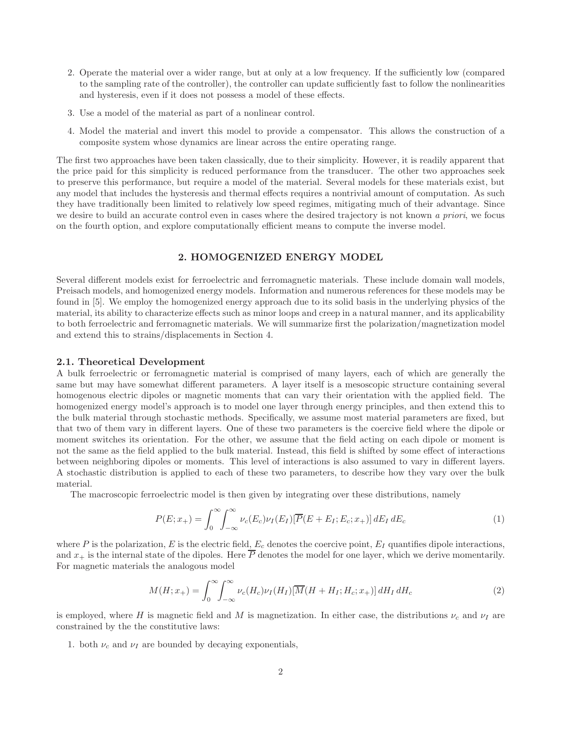2. Operate the material over a wider range, but at only at a low frequency. If the sufficiently low (compared to the sampling rate of the controller), the controller can update sufficiently fast to follow the nonlinearities and hysteresis, even if it does not possess a model of these effects.

3. Use a model of the material as part of a nonlinear control.

4. Model the material and invert this model to provide a compensator. This allows the construction of a composite system whose dynamics are linear across the entire operating range.

The first two approaches have been taken classically, due to their simplicity. However, it is readily apparent that the price paid for this simplicity is reduced performance from the transducer. The other two approaches seek to preserve this performance, but require a model of the material. Several models for these materials exist, but any model that includes the hysteresis and thermal effects requires a nontrivial amount of computation. As such they have traditionally been limited to relatively low speed regimes, mitigating much of their advantage. Since we desire to build an accurate control even in cases where the desired trajectory is not known *a priori*, we focus on the fourth option, and explore computationally efficient means to compute the inverse model.

## 2. HOMOGENIZED ENERGY MODEL

Several different models exist for ferroelectric and ferromagnetic materials. These include domain wall models, Preisach models, and homogenized energy models. Information and numerous references for these models may be found in [5]. We employ the homogenized energy approach due to its solid basis in the underlying physics of the material, its ability to characterize effects such as minor loops and creep in a natural manner, and its applicability to both ferroelectric and ferromagnetic materials. We will summarize first the polarization/magnetization model and extend this to strains/displacements in Section 4.

### 2.1. Theoretical Development

A bulk ferroelectric or ferromagnetic material is comprised of many layers, each of which are generally the same but may have somewhat different parameters. A layer itself is a mesoscopic structure containing several homogenous electric dipoles or magnetic moments that can vary their orientation with the applied field. The homogenized energy model's approach is to model one layer through energy principles, and then extend this to the bulk material through stochastic methods. Specifically, we assume most material parameters are fixed, but that two of them vary in different layers. One of these two parameters is the coercive field where the dipole or moment switches its orientation. For the other, we assume that the field acting on each dipole or moment is not the same as the field applied to the bulk material. Instead, this field is shifted by some effect of interactions between neighboring dipoles or moments. This level of interactions is also assumed to vary in different layers. A stochastic distribution is applied to each of these two parameters, to describe how they vary over the bulk material.

The macroscopic ferroelectric model is then given by integrating over these distributions, namely

$$P(E; x_+) = \int_0^\infty \int_{-\infty}^\infty \nu_c(E_c)\nu_I(E_I)[\overline{P}(E + E_I; E_c; x_+)]\, dE_I\, dE_c \tag{1}$$

where $P$ is the polarization, $E$ is the electric field, $E_c$ denotes the coercive point, $E_I$ quantifies dipole interactions, and $x_+$ is the internal state of the dipoles. Here $\overline{P}$ denotes the model for one layer, which we derive momentarily. For magnetic materials the analogous model

$$M(H; x_+) = \int_0^\infty \int_{-\infty}^\infty \nu_c(H_c)\nu_I(H_I)[\overline{M}(H + H_I; H_c; x_+)]\, dH_I\, dH_c \tag{2}$$

is employed, where $H$ is magnetic field and $M$ is magnetization. In either case, the distributions $\nu_c$ and $\nu_I$ are constrained by the the constitutive laws:

1. both $\nu_c$ and $\nu_I$ are bounded by decaying exponentials,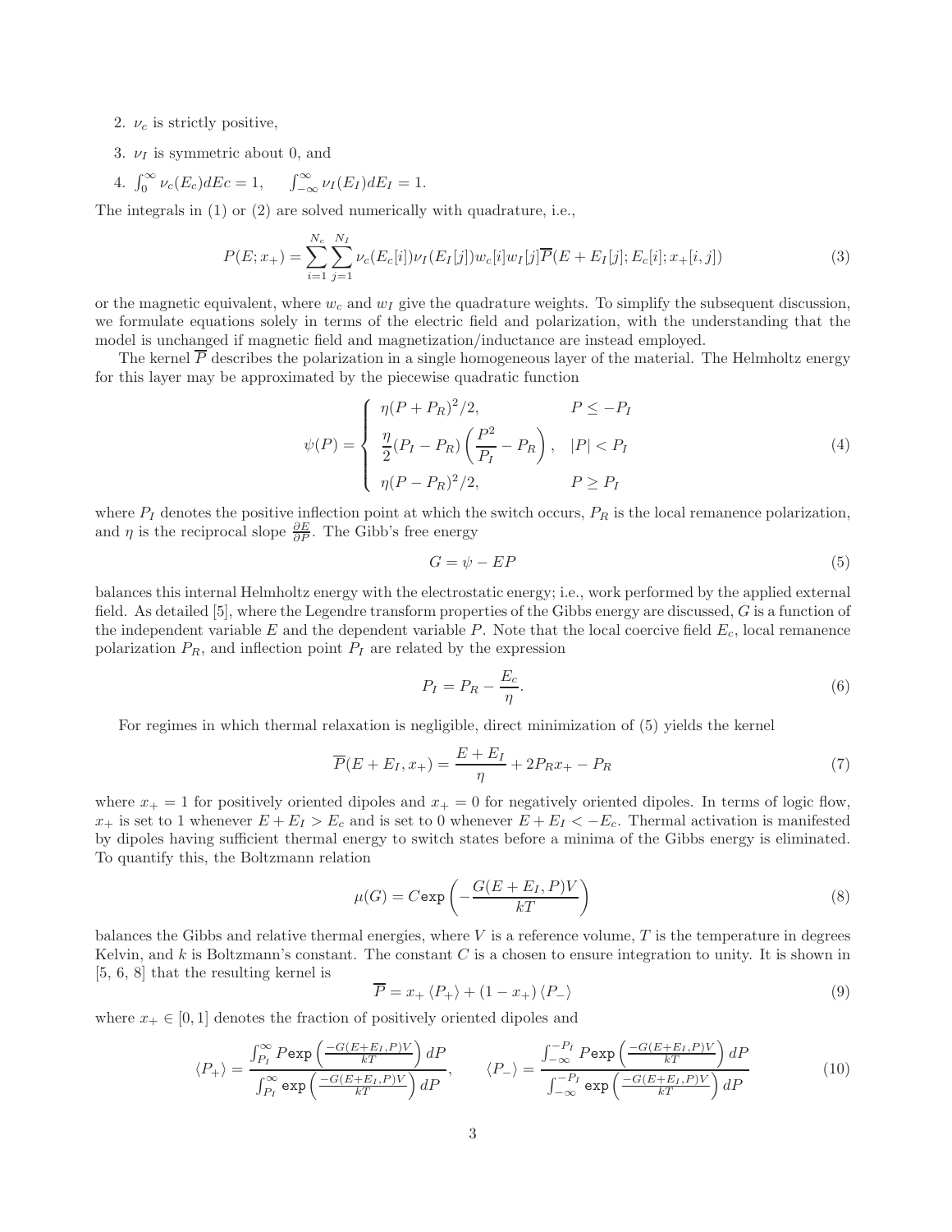2. $\nu_c$ is strictly positive,
3. $\nu_I$ is symmetric about 0, and
4. $\int_0^\infty \nu_c(E_c)dEc = 1, \quad \int_{-\infty}^\infty \nu_I(E_I)dE_I = 1.$

The integrals in (1) or (2) are solved numerically with quadrature, i.e.,

$$P(E;x_+) = \sum_{i=1}^{N_c}\sum_{j=1}^{N_I} \nu_c(E_c[i])\nu_I(E_I[j])w_c[i]w_I[j]\overline{P}(E+E_I[j];E_c[i];x_+[i,j]) \tag{3}$$

or the magnetic equivalent, where $w_c$ and $w_I$ give the quadrature weights. To simplify the subsequent discussion, we formulate equations solely in terms of the electric field and polarization, with the understanding that the model is unchanged if magnetic field and magnetization/inductance are instead employed.

The kernel $\overline{P}$ describes the polarization in a single homogeneous layer of the material. The Helmholtz energy for this layer may be approximated by the piecewise quadratic function

$$\psi(P) = \begin{cases} \eta(P+P_R)^2/2, & P \le -P_I \\ \dfrac{\eta}{2}(P_I - P_R)\left(\dfrac{P^2}{P_I} - P_R\right), & |P| < P_I \\ \eta(P-P_R)^2/2, & P \ge P_I \end{cases} \tag{4}$$

where $P_I$ denotes the positive inflection point at which the switch occurs, $P_R$ is the local remanence polarization, and $\eta$ is the reciprocal slope $\frac{\partial E}{\partial P}$. The Gibb's free energy

$$G = \psi - EP \tag{5}$$

balances this internal Helmholtz energy with the electrostatic energy; i.e., work performed by the applied external field. As detailed [5], where the Legendre transform properties of the Gibbs energy are discussed, $G$ is a function of the independent variable $E$ and the dependent variable $P$. Note that the local coercive field $E_c$, local remanence polarization $P_R$, and inflection point $P_I$ are related by the expression

$$P_I = P_R - \frac{E_c}{\eta}. \tag{6}$$

For regimes in which thermal relaxation is negligible, direct minimization of (5) yields the kernel

$$\overline{P}(E+E_I, x_+) = \frac{E+E_I}{\eta} + 2P_R x_+ - P_R \tag{7}$$

where $x_+ = 1$ for positively oriented dipoles and $x_+ = 0$ for negatively oriented dipoles. In terms of logic flow, $x_+$ is set to 1 whenever $E + E_I > E_c$ and is set to 0 whenever $E + E_I < -E_c$. Thermal activation is manifested by dipoles having sufficient thermal energy to switch states before a minima of the Gibbs energy is eliminated. To quantify this, the Boltzmann relation

$$\mu(G) = C\texttt{exp}\left(-\frac{G(E+E_I,P)V}{kT}\right) \tag{8}$$

balances the Gibbs and relative thermal energies, where $V$ is a reference volume, $T$ is the temperature in degrees Kelvin, and $k$ is Boltzmann's constant. The constant $C$ is a chosen to ensure integration to unity. It is shown in [5, 6, 8] that the resulting kernel is

$$\overline{P} = x_+\langle P_+\rangle + (1-x_+)\langle P_-\rangle \tag{9}$$

where $x_+ \in [0,1]$ denotes the fraction of positively oriented dipoles and

$$\langle P_+\rangle = \frac{\int_{P_I}^\infty P\texttt{exp}\left(\frac{-G(E+E_I,P)V}{kT}\right)dP}{\int_{P_I}^\infty \texttt{exp}\left(\frac{-G(E+E_I,P)V}{kT}\right)dP}, \qquad \langle P_-\rangle = \frac{\int_{-\infty}^{-P_I} P\texttt{exp}\left(\frac{-G(E+E_I,P)V}{kT}\right)dP}{\int_{-\infty}^{-P_I} \texttt{exp}\left(\frac{-G(E+E_I,P)V}{kT}\right)dP} \tag{10}$$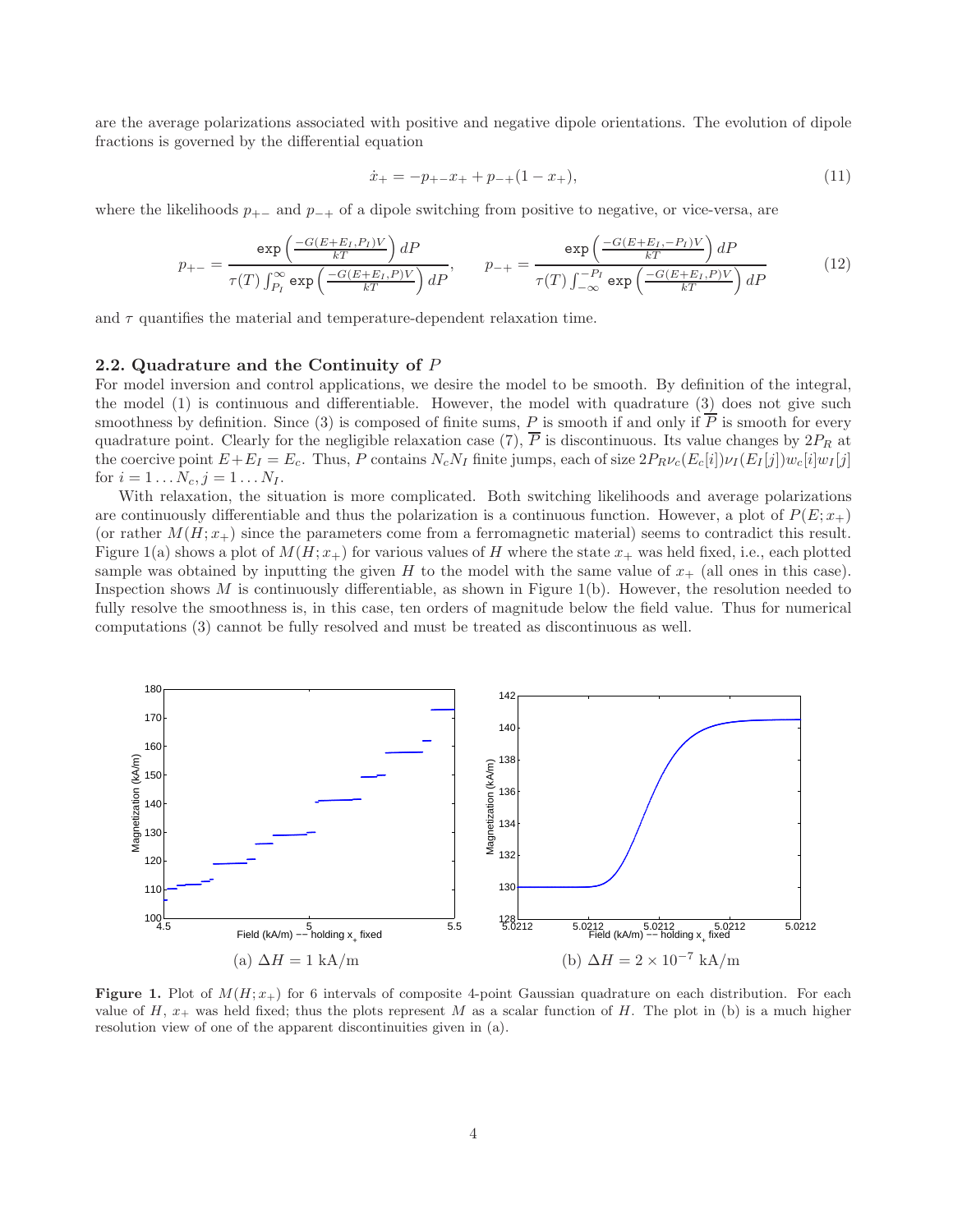are the average polarizations associated with positive and negative dipole orientations. The evolution of dipole fractions is governed by the differential equation

$$\dot{x}_+ = -p_{+-}x_+ + p_{-+}(1 - x_+), \tag{11}$$

where the likelihoods $p_{+-}$ and $p_{-+}$ of a dipole switching from positive to negative, or vice-versa, are

$$p_{+-} = \frac{\exp\left(\frac{-G(E+E_I, P_I)V}{kT}\right) dP}{\tau(T)\int_{P_I}^{\infty} \exp\left(\frac{-G(E+E_I,P)V}{kT}\right) dP}, \qquad p_{-+} = \frac{\exp\left(\frac{-G(E+E_I,-P_I)V}{kT}\right) dP}{\tau(T)\int_{-\infty}^{-P_I} \exp\left(\frac{-G(E+E_I,P)V}{kT}\right) dP} \tag{12}$$

and $\tau$ quantifies the material and temperature-dependent relaxation time.

### 2.2. Quadrature and the Continuity of $P$

For model inversion and control applications, we desire the model to be smooth. By definition of the integral, the model (1) is continuous and differentiable. However, the model with quadrature (3) does not give such smoothness by definition. Since (3) is composed of finite sums, $P$ is smooth if and only if $\overline{P}$ is smooth for every quadrature point. Clearly for the negligible relaxation case (7), $\overline{P}$ is discontinuous. Its value changes by $2P_R$ at the coercive point $E+E_I = E_c$. Thus, $P$ contains $N_c N_I$ finite jumps, each of size $2P_R\nu_c(E_c[i])\nu_I(E_I[j])w_c[i]w_I[j]$ for $i = 1 \ldots N_c, j = 1 \ldots N_I$.

With relaxation, the situation is more complicated. Both switching likelihoods and average polarizations are continuously differentiable and thus the polarization is a continuous function. However, a plot of $P(E; x_+)$ (or rather $M(H; x_+)$ since the parameters come from a ferromagnetic material) seems to contradict this result. Figure 1(a) shows a plot of $M(H; x_+)$ for various values of $H$ where the state $x_+$ was held fixed, i.e., each plotted sample was obtained by inputting the given $H$ to the model with the same value of $x_+$ (all ones in this case). Inspection shows $M$ is continuously differentiable, as shown in Figure 1(b). However, the resolution needed to fully resolve the smoothness is, in this case, ten orders of magnitude below the field value. Thus for numerical computations (3) cannot be fully resolved and must be treated as discontinuous as well.

(a) $\Delta H = 1$ kA/m

(b) $\Delta H = 2 \times 10^{-7}$ kA/m

**Figure 1.** Plot of $M(H; x_+)$ for 6 intervals of composite 4-point Gaussian quadrature on each distribution. For each value of $H$, $x_+$ was held fixed; thus the plots represent $M$ as a scalar function of $H$. The plot in (b) is a much higher resolution view of one of the apparent discontinuities given in (a).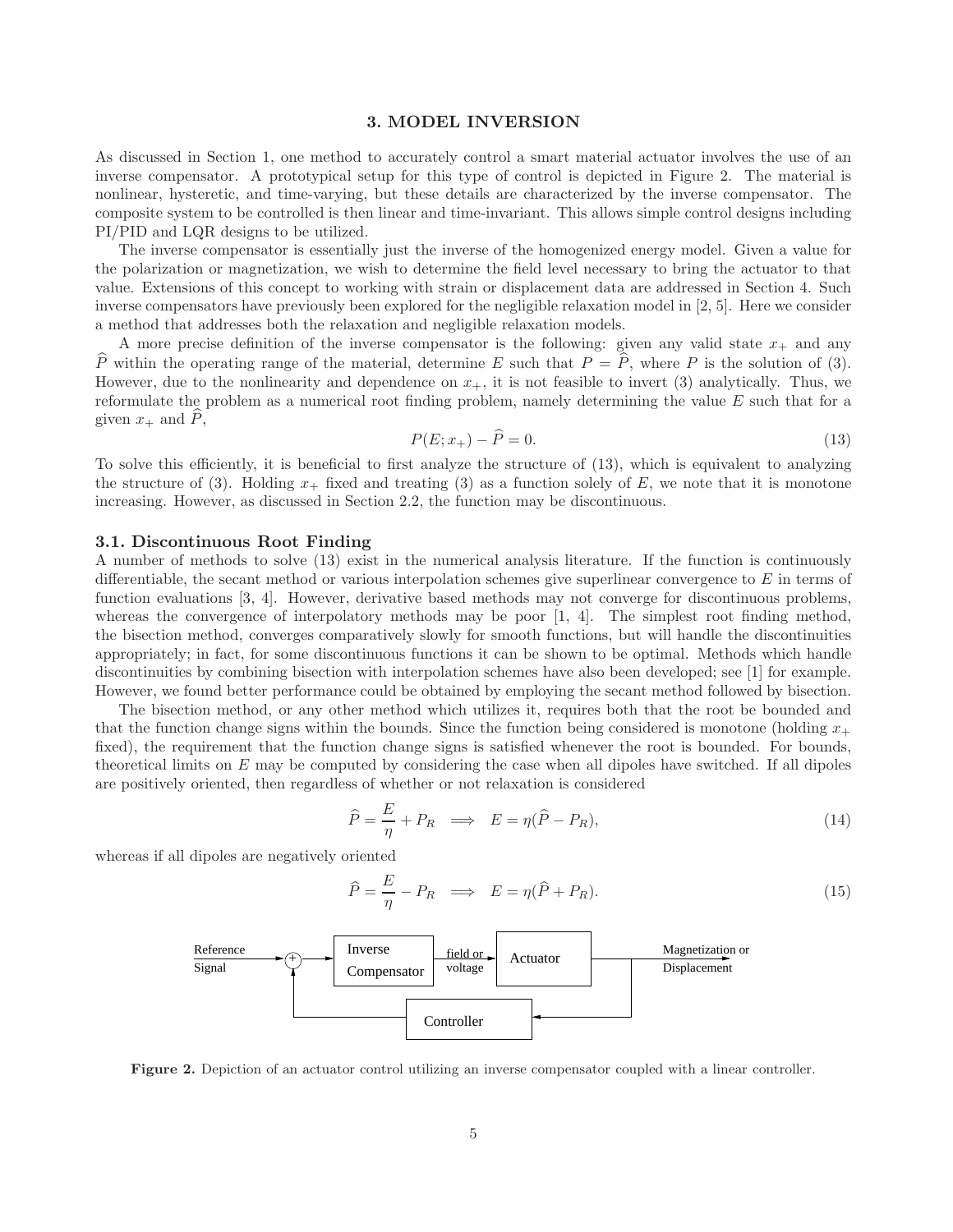## 3. MODEL INVERSION

As discussed in Section 1, one method to accurately control a smart material actuator involves the use of an inverse compensator. A prototypical setup for this type of control is depicted in Figure 2. The material is nonlinear, hysteretic, and time-varying, but these details are characterized by the inverse compensator. The composite system to be controlled is then linear and time-invariant. This allows simple control designs including PI/PID and LQR designs to be utilized.

The inverse compensator is essentially just the inverse of the homogenized energy model. Given a value for the polarization or magnetization, we wish to determine the field level necessary to bring the actuator to that value. Extensions of this concept to working with strain or displacement data are addressed in Section 4. Such inverse compensators have previously been explored for the negligible relaxation model in [2, 5]. Here we consider a method that addresses both the relaxation and negligible relaxation models.

A more precise definition of the inverse compensator is the following: given any valid state $x_+$ and any $\widehat{P}$ within the operating range of the material, determine $E$ such that $P = \widehat{P}$, where $P$ is the solution of (3). However, due to the nonlinearity and dependence on $x_+$, it is not feasible to invert (3) analytically. Thus, we reformulate the problem as a numerical root finding problem, namely determining the value $E$ such that for a given $x_+$ and $\widehat{P}$,

$$P(E; x_+) - \widehat{P} = 0. \tag{13}$$

To solve this efficiently, it is beneficial to first analyze the structure of (13), which is equivalent to analyzing the structure of (3). Holding $x_+$ fixed and treating (3) as a function solely of $E$, we note that it is monotone increasing. However, as discussed in Section 2.2, the function may be discontinuous.

### 3.1. Discontinuous Root Finding

A number of methods to solve (13) exist in the numerical analysis literature. If the function is continuously differentiable, the secant method or various interpolation schemes give superlinear convergence to $E$ in terms of function evaluations [3, 4]. However, derivative based methods may not converge for discontinuous problems, whereas the convergence of interpolatory methods may be poor [1, 4]. The simplest root finding method, the bisection method, converges comparatively slowly for smooth functions, but will handle the discontinuities appropriately; in fact, for some discontinuous functions it can be shown to be optimal. Methods which handle discontinuities by combining bisection with interpolation schemes have also been developed; see [1] for example. However, we found better performance could be obtained by employing the secant method followed by bisection.

The bisection method, or any other method which utilizes it, requires both that the root be bounded and that the function change signs within the bounds. Since the function being considered is monotone (holding $x_+$ fixed), the requirement that the function change signs is satisfied whenever the root is bounded. For bounds, theoretical limits on $E$ may be computed by considering the case when all dipoles have switched. If all dipoles are positively oriented, then regardless of whether or not relaxation is considered

$$\widehat{P} = \frac{E}{\eta} + P_R \implies E = \eta(\widehat{P} - P_R), \tag{14}$$

whereas if all dipoles are negatively oriented

$$\widehat{P} = \frac{E}{\eta} - P_R \implies E = \eta(\widehat{P} + P_R). \tag{15}$$

Reference Signal → (+) → Inverse Compensator → field or voltage → Actuator → Magnetization or Displacement; Controller (feedback)

**Figure 2.** Depiction of an actuator control utilizing an inverse compensator coupled with a linear controller.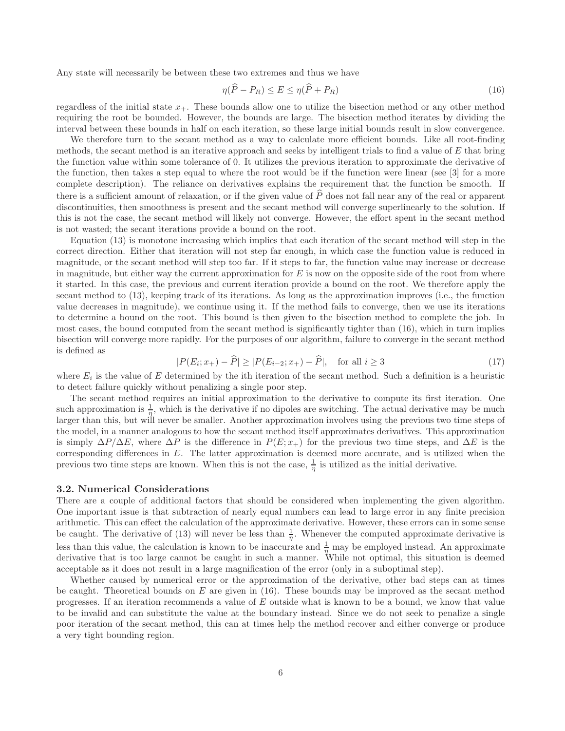Any state will necessarily be between these two extremes and thus we have

$$\eta(\widehat{P} - P_R) \leq E \leq \eta(\widehat{P} + P_R) \tag{16}$$

regardless of the initial state $x_+$. These bounds allow one to utilize the bisection method or any other method requiring the root be bounded. However, the bounds are large. The bisection method iterates by dividing the interval between these bounds in half on each iteration, so these large initial bounds result in slow convergence.

We therefore turn to the secant method as a way to calculate more efficient bounds. Like all root-finding methods, the secant method is an iterative approach and seeks by intelligent trials to find a value of $E$ that bring the function value within some tolerance of 0. It utilizes the previous iteration to approximate the derivative of the function, then takes a step equal to where the root would be if the function were linear (see [3] for a more complete description). The reliance on derivatives explains the requirement that the function be smooth. If there is a sufficient amount of relaxation, or if the given value of $\widehat{P}$ does not fall near any of the real or apparent discontinuities, then smoothness is present and the secant method will converge superlinearly to the solution. If this is not the case, the secant method will likely not converge. However, the effort spent in the secant method is not wasted; the secant iterations provide a bound on the root.

Equation (13) is monotone increasing which implies that each iteration of the secant method will step in the correct direction. Either that iteration will not step far enough, in which case the function value is reduced in magnitude, or the secant method will step too far. If it steps to far, the function value may increase or decrease in magnitude, but either way the current approximation for $E$ is now on the opposite side of the root from where it started. In this case, the previous and current iteration provide a bound on the root. We therefore apply the secant method to (13), keeping track of its iterations. As long as the approximation improves (i.e., the function value decreases in magnitude), we continue using it. If the method fails to converge, then we use its iterations to determine a bound on the root. This bound is then given to the bisection method to complete the job. In most cases, the bound computed from the secant method is significantly tighter than (16), which in turn implies bisection will converge more rapidly. For the purposes of our algorithm, failure to converge in the secant method is defined as

$$|P(E_i; x_+) - \widehat{P}| \geq |P(E_{i-2}; x_+) - \widehat{P}|, \quad \text{for all } i \geq 3 \tag{17}$$

where $E_i$ is the value of $E$ determined by the ith iteration of the secant method. Such a definition is a heuristic to detect failure quickly without penalizing a single poor step.

The secant method requires an initial approximation to the derivative to compute its first iteration. One such approximation is $\frac{1}{\eta}$, which is the derivative if no dipoles are switching. The actual derivative may be much larger than this, but will never be smaller. Another approximation involves using the previous two time steps of the model, in a manner analogous to how the secant method itself approximates derivatives. This approximation is simply $\Delta P/\Delta E$, where $\Delta P$ is the difference in $P(E; x_+)$ for the previous two time steps, and $\Delta E$ is the corresponding differences in $E$. The latter approximation is deemed more accurate, and is utilized when the previous two time steps are known. When this is not the case, $\frac{1}{\eta}$ is utilized as the initial derivative.

### 3.2. Numerical Considerations

There are a couple of additional factors that should be considered when implementing the given algorithm. One important issue is that subtraction of nearly equal numbers can lead to large error in any finite precision arithmetic. This can effect the calculation of the approximate derivative. However, these errors can in some sense be caught. The derivative of (13) will never be less than $\frac{1}{\eta}$. Whenever the computed approximate derivative is less than this value, the calculation is known to be inaccurate and $\frac{1}{\eta}$ may be employed instead. An approximate derivative that is too large cannot be caught in such a manner. While not optimal, this situation is deemed acceptable as it does not result in a large magnification of the error (only in a suboptimal step).

Whether caused by numerical error or the approximation of the derivative, other bad steps can at times be caught. Theoretical bounds on $E$ are given in (16). These bounds may be improved as the secant method progresses. If an iteration recommends a value of $E$ outside what is known to be a bound, we know that value to be invalid and can substitute the value at the boundary instead. Since we do not seek to penalize a single poor iteration of the secant method, this can at times help the method recover and either converge or produce a very tight bounding region.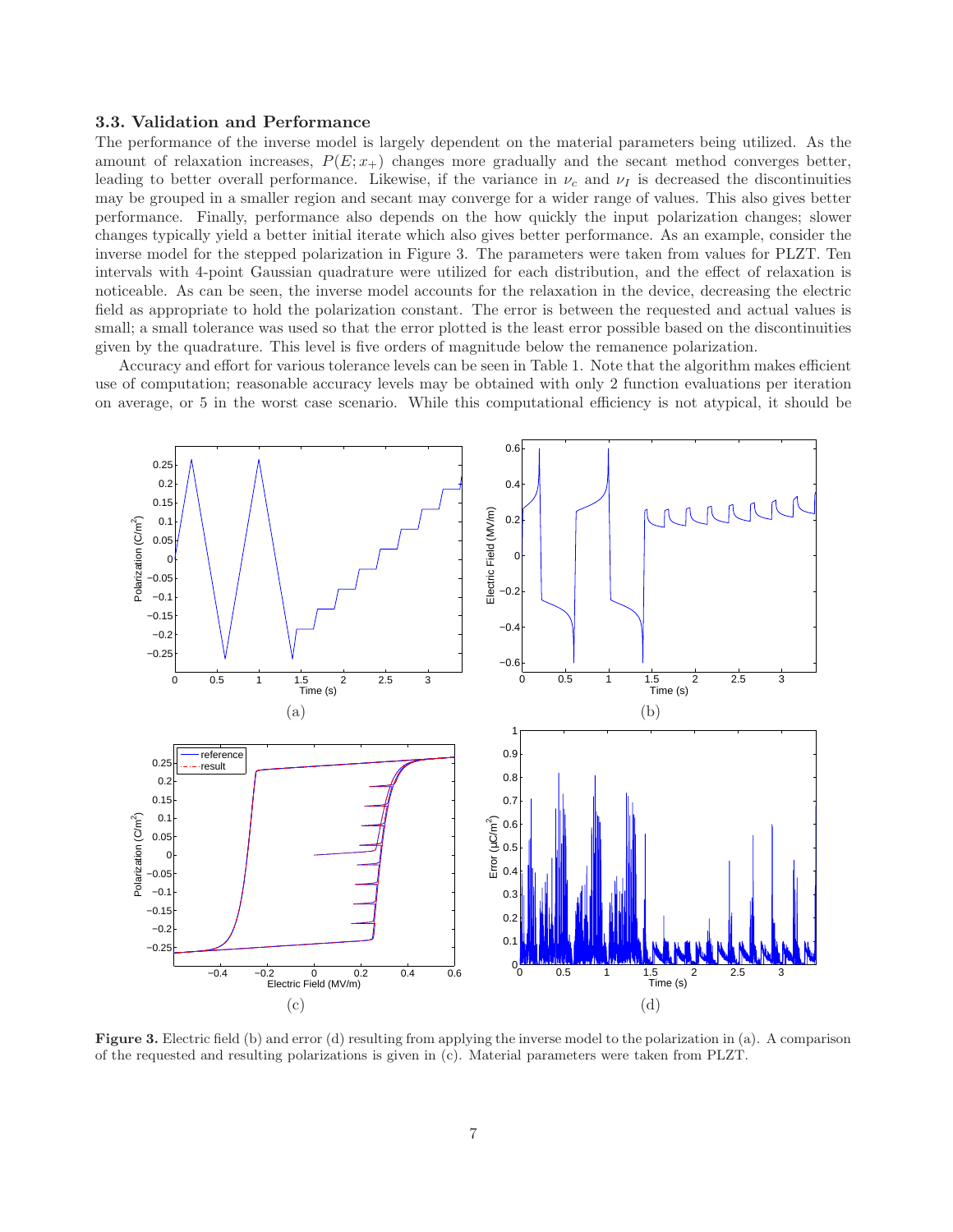### 3.3. Validation and Performance

The performance of the inverse model is largely dependent on the material parameters being utilized. As the amount of relaxation increases, $P(E; x_+)$ changes more gradually and the secant method converges better, leading to better overall performance. Likewise, if the variance in $\nu_c$ and $\nu_I$ is decreased the discontinuities may be grouped in a smaller region and secant may converge for a wider range of values. This also gives better performance. Finally, performance also depends on the how quickly the input polarization changes; slower changes typically yield a better initial iterate which also gives better performance. As an example, consider the inverse model for the stepped polarization in Figure 3. The parameters were taken from values for PLZT. Ten intervals with 4-point Gaussian quadrature were utilized for each distribution, and the effect of relaxation is noticeable. As can be seen, the inverse model accounts for the relaxation in the device, decreasing the electric field as appropriate to hold the polarization constant. The error is between the requested and actual values is small; a small tolerance was used so that the error plotted is the least error possible based on the discontinuities given by the quadrature. This level is five orders of magnitude below the remanence polarization.

Accuracy and effort for various tolerance levels can be seen in Table 1. Note that the algorithm makes efficient use of computation; reasonable accuracy levels may be obtained with only 2 function evaluations per iteration on average, or 5 in the worst case scenario. While this computational efficiency is not atypical, it should be

**Figure 3.** Electric field (b) and error (d) resulting from applying the inverse model to the polarization in (a). A comparison of the requested and resulting polarizations is given in (c). Material parameters were taken from PLZT.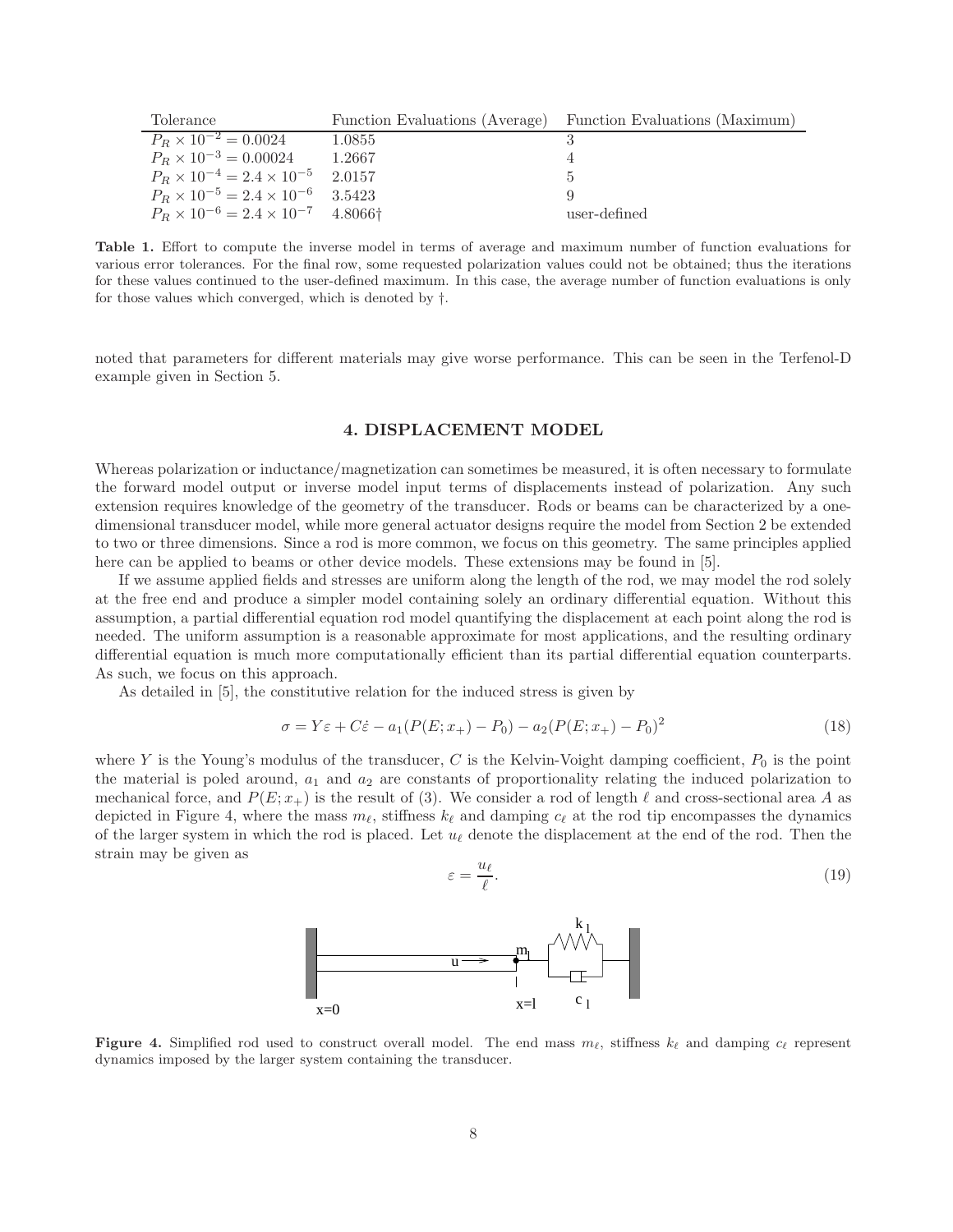| Tolerance | Function Evaluations (Average) | Function Evaluations (Maximum) |
|---|---|---|
| $P_R \times 10^{-2} = 0.0024$ | 1.0855 | 3 |
| $P_R \times 10^{-3} = 0.00024$ | 1.2667 | 4 |
| $P_R \times 10^{-4} = 2.4 \times 10^{-5}$ | 2.0157 | 5 |
| $P_R \times 10^{-5} = 2.4 \times 10^{-6}$ | 3.5423 | 9 |
| $P_R \times 10^{-6} = 2.4 \times 10^{-7}$ | 4.8066† | user-defined |

**Table 1.** Effort to compute the inverse model in terms of average and maximum number of function evaluations for various error tolerances. For the final row, some requested polarization values could not be obtained; thus the iterations for these values continued to the user-defined maximum. In this case, the average number of function evaluations is only for those values which converged, which is denoted by †.

noted that parameters for different materials may give worse performance. This can be seen in the Terfenol-D example given in Section 5.

## 4. DISPLACEMENT MODEL

Whereas polarization or inductance/magnetization can sometimes be measured, it is often necessary to formulate the forward model output or inverse model input terms of displacements instead of polarization. Any such extension requires knowledge of the geometry of the transducer. Rods or beams can be characterized by a one-dimensional transducer model, while more general actuator designs require the model from Section 2 be extended to two or three dimensions. Since a rod is more common, we focus on this geometry. The same principles applied here can be applied to beams or other device models. These extensions may be found in [5].

If we assume applied fields and stresses are uniform along the length of the rod, we may model the rod solely at the free end and produce a simpler model containing solely an ordinary differential equation. Without this assumption, a partial differential equation rod model quantifying the displacement at each point along the rod is needed. The uniform assumption is a reasonable approximate for most applications, and the resulting ordinary differential equation is much more computationally efficient than its partial differential equation counterparts. As such, we focus on this approach.

As detailed in [5], the constitutive relation for the induced stress is given by

$$\sigma = Y\varepsilon + C\dot{\varepsilon} - a_1(P(E;x_+) - P_0) - a_2(P(E;x_+) - P_0)^2 \tag{18}$$

where $Y$ is the Young's modulus of the transducer, $C$ is the Kelvin-Voight damping coefficient, $P_0$ is the point the material is poled around, $a_1$ and $a_2$ are constants of proportionality relating the induced polarization to mechanical force, and $P(E;x_+)$ is the result of (3). We consider a rod of length $\ell$ and cross-sectional area $A$ as depicted in Figure 4, where the mass $m_\ell$, stiffness $k_\ell$ and damping $c_\ell$ at the rod tip encompasses the dynamics of the larger system in which the rod is placed. Let $u_\ell$ denote the displacement at the end of the rod. Then the strain may be given as

$$\varepsilon = \frac{u_\ell}{\ell}. \tag{19}$$

**Figure 4.** Simplified rod used to construct overall model. The end mass $m_\ell$, stiffness $k_\ell$ and damping $c_\ell$ represent dynamics imposed by the larger system containing the transducer.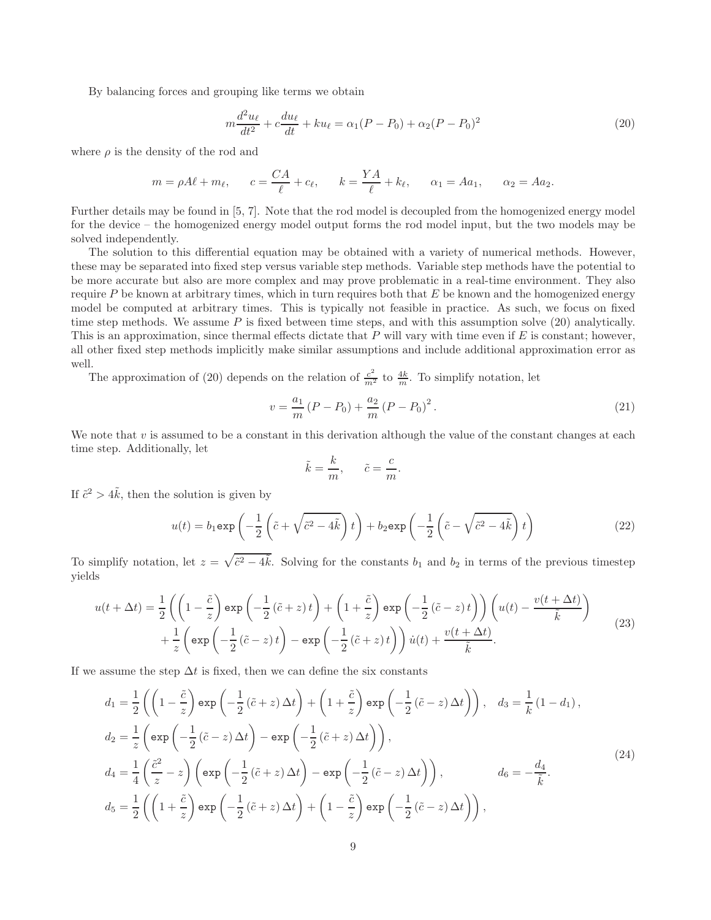By balancing forces and grouping like terms we obtain

$$m\frac{d^2u_\ell}{dt^2} + c\frac{du_\ell}{dt} + ku_\ell = \alpha_1(P - P_0) + \alpha_2(P - P_0)^2 \tag{20}$$

where $\rho$ is the density of the rod and

$$m = \rho A\ell + m_\ell, \qquad c = \frac{CA}{\ell} + c_\ell, \qquad k = \frac{YA}{\ell} + k_\ell, \qquad \alpha_1 = Aa_1, \qquad \alpha_2 = Aa_2.$$

Further details may be found in [5, 7]. Note that the rod model is decoupled from the homogenized energy model for the device – the homogenized energy model output forms the rod model input, but the two models may be solved independently.

The solution to this differential equation may be obtained with a variety of numerical methods. However, these may be separated into fixed step versus variable step methods. Variable step methods have the potential to be more accurate but also are more complex and may prove problematic in a real-time environment. They also require $P$ be known at arbitrary times, which in turn requires both that $E$ be known and the homogenized energy model be computed at arbitrary times. This is typically not feasible in practice. As such, we focus on fixed time step methods. We assume $P$ is fixed between time steps, and with this assumption solve (20) analytically. This is an approximation, since thermal effects dictate that $P$ will vary with time even if $E$ is constant; however, all other fixed step methods implicitly make similar assumptions and include additional approximation error as well.

The approximation of (20) depends on the relation of $\frac{c^2}{m^2}$ to $\frac{4k}{m}$. To simplify notation, let

$$v = \frac{a_1}{m}(P - P_0) + \frac{a_2}{m}(P - P_0)^2. \tag{21}$$

We note that $v$ is assumed to be a constant in this derivation although the value of the constant changes at each time step. Additionally, let

$$\tilde{k} = \frac{k}{m}, \qquad \tilde{c} = \frac{c}{m}.$$

If $\tilde{c}^2 > 4\tilde{k}$, then the solution is given by

$$u(t) = b_1 \texttt{exp}\left(-\frac{1}{2}\left(\tilde{c} + \sqrt{\tilde{c}^2 - 4\tilde{k}}\right)t\right) + b_2 \texttt{exp}\left(-\frac{1}{2}\left(\tilde{c} - \sqrt{\tilde{c}^2 - 4\tilde{k}}\right)t\right) \tag{22}$$

To simplify notation, let $z = \sqrt{\tilde{c}^2 - 4\tilde{k}}$. Solving for the constants $b_1$ and $b_2$ in terms of the previous timestep yields

$$\begin{aligned} u(t + \Delta t) = &\frac{1}{2}\left(\left(1 - \frac{\tilde{c}}{z}\right)\texttt{exp}\left(-\frac{1}{2}(\tilde{c} + z)t\right) + \left(1 + \frac{\tilde{c}}{z}\right)\texttt{exp}\left(-\frac{1}{2}(\tilde{c} - z)t\right)\right)\left(u(t) - \frac{v(t + \Delta t)}{\tilde{k}}\right) \\ &+ \frac{1}{z}\left(\texttt{exp}\left(-\frac{1}{2}(\tilde{c} - z)t\right) - \texttt{exp}\left(-\frac{1}{2}(\tilde{c} + z)t\right)\right)\dot{u}(t) + \frac{v(t + \Delta t)}{\tilde{k}}. \end{aligned} \tag{23}$$

If we assume the step $\Delta t$ is fixed, then we can define the six constants

$$\begin{aligned} d_1 &= \frac{1}{2}\left(\left(1 - \frac{\tilde{c}}{z}\right)\texttt{exp}\left(-\frac{1}{2}(\tilde{c} + z)\Delta t\right) + \left(1 + \frac{\tilde{c}}{z}\right)\texttt{exp}\left(-\frac{1}{2}(\tilde{c} - z)\Delta t\right)\right), \quad d_3 = \frac{1}{\tilde{k}}(1 - d_1), \\ d_2 &= \frac{1}{z}\left(\texttt{exp}\left(-\frac{1}{2}(\tilde{c} - z)\Delta t\right) - \texttt{exp}\left(-\frac{1}{2}(\tilde{c} + z)\Delta t\right)\right), \\ d_4 &= \frac{1}{4}\left(\frac{\tilde{c}^2}{z} - z\right)\left(\texttt{exp}\left(-\frac{1}{2}(\tilde{c} + z)\Delta t\right) - \texttt{exp}\left(-\frac{1}{2}(\tilde{c} - z)\Delta t\right)\right), \qquad d_6 = -\frac{d_4}{\tilde{k}}. \\ d_5 &= \frac{1}{2}\left(\left(1 + \frac{\tilde{c}}{z}\right)\texttt{exp}\left(-\frac{1}{2}(\tilde{c} + z)\Delta t\right) + \left(1 - \frac{\tilde{c}}{z}\right)\texttt{exp}\left(-\frac{1}{2}(\tilde{c} - z)\Delta t\right)\right), \end{aligned} \tag{24}$$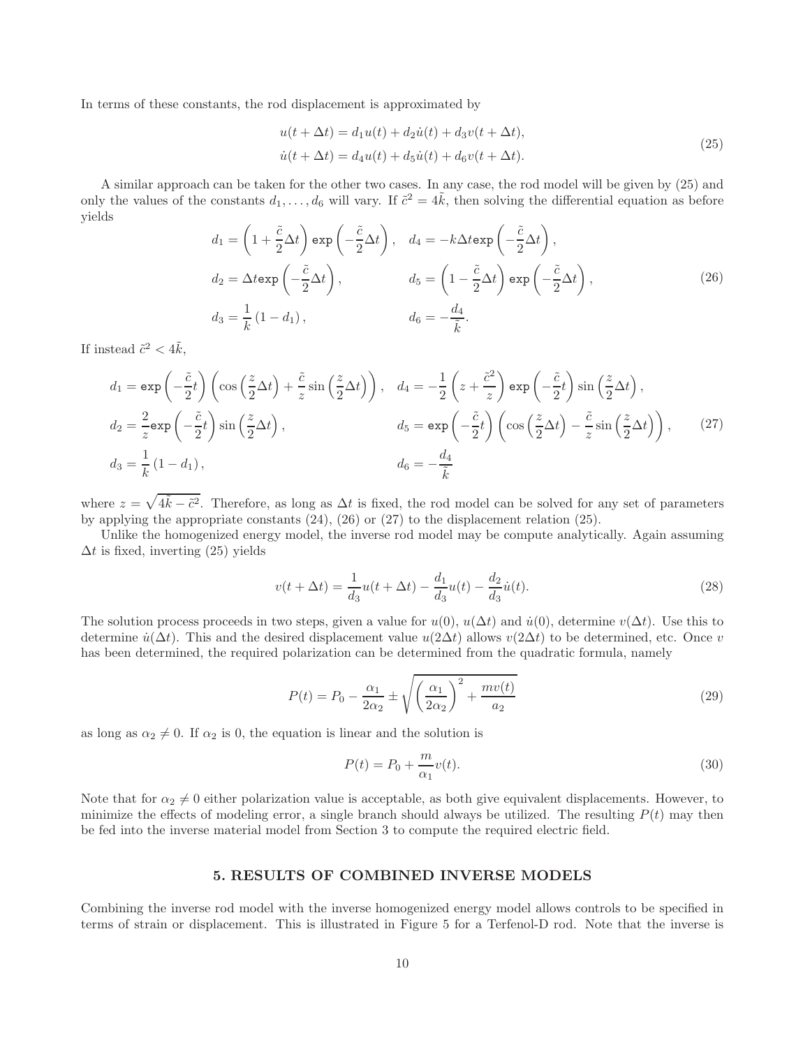In terms of these constants, the rod displacement is approximated by

$$
\begin{aligned}
u(t+\Delta t) &= d_1 u(t) + d_2 \dot{u}(t) + d_3 v(t+\Delta t), \\
\dot{u}(t+\Delta t) &= d_4 u(t) + d_5 \dot{u}(t) + d_6 v(t+\Delta t).
\end{aligned}
\tag{25}
$$

A similar approach can be taken for the other two cases. In any case, the rod model will be given by (25) and only the values of the constants $d_1, \ldots, d_6$ will vary. If $\tilde{c}^2 = 4\tilde{k}$, then solving the differential equation as before yields

$$
\begin{aligned}
d_1 &= \left(1 + \frac{\tilde{c}}{2}\Delta t\right) \mathtt{exp}\left(-\frac{\tilde{c}}{2}\Delta t\right), & d_4 &= -k\Delta t \mathtt{exp}\left(-\frac{\tilde{c}}{2}\Delta t\right), \\
d_2 &= \Delta t \mathtt{exp}\left(-\frac{\tilde{c}}{2}\Delta t\right), & d_5 &= \left(1 - \frac{\tilde{c}}{2}\Delta t\right) \mathtt{exp}\left(-\frac{\tilde{c}}{2}\Delta t\right), \\
d_3 &= \frac{1}{k}\left(1 - d_1\right), & d_6 &= -\frac{d_4}{\tilde{k}}.
\end{aligned}
\tag{26}
$$

If instead $\tilde{c}^2 < 4\tilde{k}$,

$$
\begin{aligned}
d_1 &= \mathtt{exp}\left(-\frac{\tilde{c}}{2}t\right)\left(\cos\left(\frac{z}{2}\Delta t\right) + \frac{\tilde{c}}{z}\sin\left(\frac{z}{2}\Delta t\right)\right), & d_4 &= -\frac{1}{2}\left(z + \frac{\tilde{c}^2}{z}\right)\mathtt{exp}\left(-\frac{\tilde{c}}{2}t\right)\sin\left(\frac{z}{2}\Delta t\right), \\
d_2 &= \frac{2}{z}\mathtt{exp}\left(-\frac{\tilde{c}}{2}t\right)\sin\left(\frac{z}{2}\Delta t\right), & d_5 &= \mathtt{exp}\left(-\frac{\tilde{c}}{2}t\right)\left(\cos\left(\frac{z}{2}\Delta t\right) - \frac{\tilde{c}}{z}\sin\left(\frac{z}{2}\Delta t\right)\right), \\
d_3 &= \frac{1}{k}\left(1 - d_1\right), & d_6 &= -\frac{d_4}{\tilde{k}}
\end{aligned}
\tag{27}
$$

where $z = \sqrt{4\tilde{k} - \tilde{c}^2}$. Therefore, as long as $\Delta t$ is fixed, the rod model can be solved for any set of parameters by applying the appropriate constants (24), (26) or (27) to the displacement relation (25).

Unlike the homogenized energy model, the inverse rod model may be compute analytically. Again assuming $\Delta t$ is fixed, inverting (25) yields

$$
v(t+\Delta t) = \frac{1}{d_3}u(t+\Delta t) - \frac{d_1}{d_3}u(t) - \frac{d_2}{d_3}\dot{u}(t).
\tag{28}
$$

The solution process proceeds in two steps, given a value for $u(0)$, $u(\Delta t)$ and $\dot{u}(0)$, determine $v(\Delta t)$. Use this to determine $\dot{u}(\Delta t)$. This and the desired displacement value $u(2\Delta t)$ allows $v(2\Delta t)$ to be determined, etc. Once $v$ has been determined, the required polarization can be determined from the quadratic formula, namely

$$
P(t) = P_0 - \frac{\alpha_1}{2\alpha_2} \pm \sqrt{\left(\frac{\alpha_1}{2\alpha_2}\right)^2 + \frac{mv(t)}{a_2}}
\tag{29}
$$

as long as $\alpha_2 \neq 0$. If $\alpha_2$ is 0, the equation is linear and the solution is

$$
P(t) = P_0 + \frac{m}{\alpha_1}v(t).
\tag{30}
$$

Note that for $\alpha_2 \neq 0$ either polarization value is acceptable, as both give equivalent displacements. However, to minimize the effects of modeling error, a single branch should always be utilized. The resulting $P(t)$ may then be fed into the inverse material model from Section 3 to compute the required electric field.

## 5. RESULTS OF COMBINED INVERSE MODELS

Combining the inverse rod model with the inverse homogenized energy model allows controls to be specified in terms of strain or displacement. This is illustrated in Figure 5 for a Terfenol-D rod. Note that the inverse is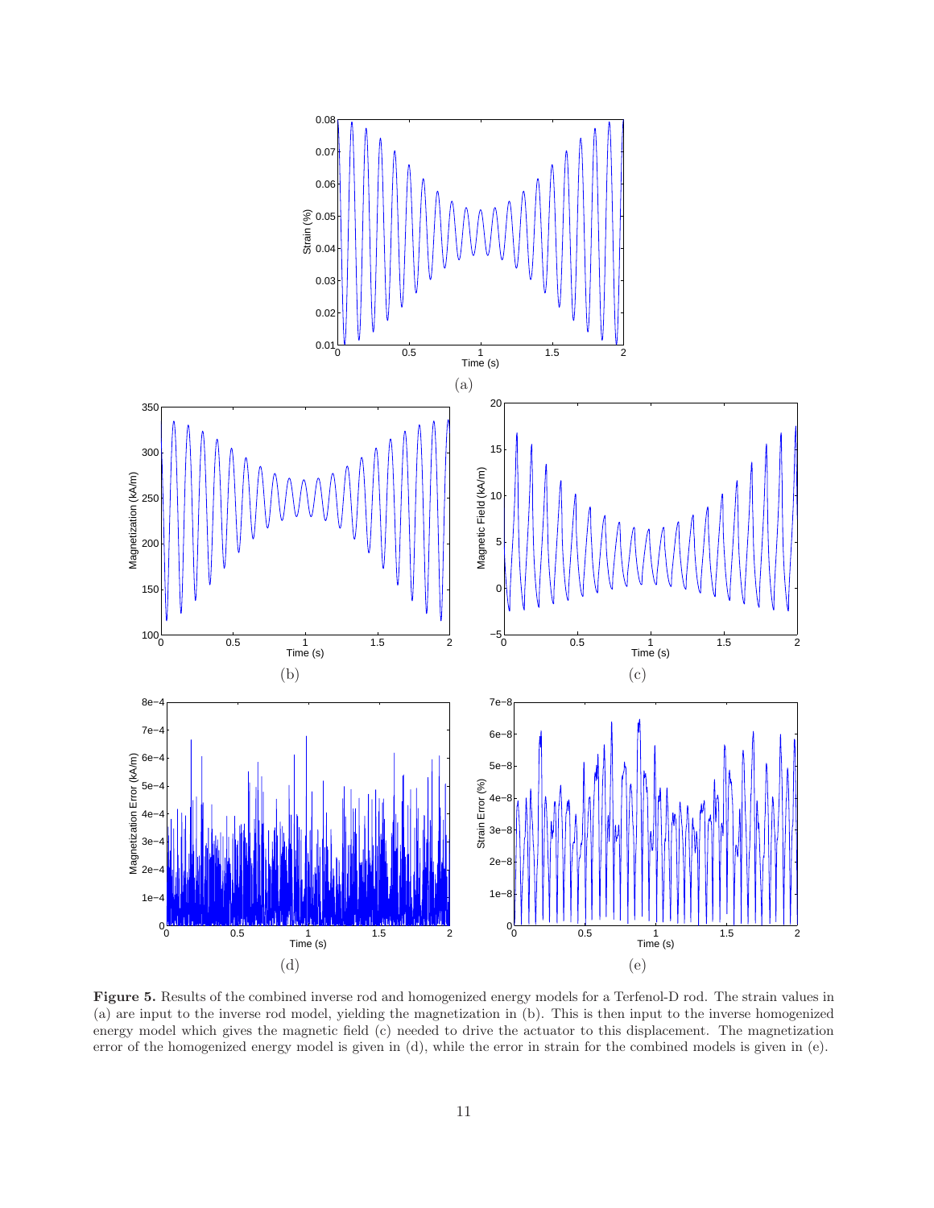(a)

(b)

(c)

(d)

(e)

**Figure 5.** Results of the combined inverse rod and homogenized energy models for a Terfenol-D rod. The strain values in (a) are input to the inverse rod model, yielding the magnetization in (b). This is then input to the inverse homogenized energy model which gives the magnetic field (c) needed to drive the actuator to this displacement. The magnetization error of the homogenized energy model is given in (d), while the error in strain for the combined models is given in (e).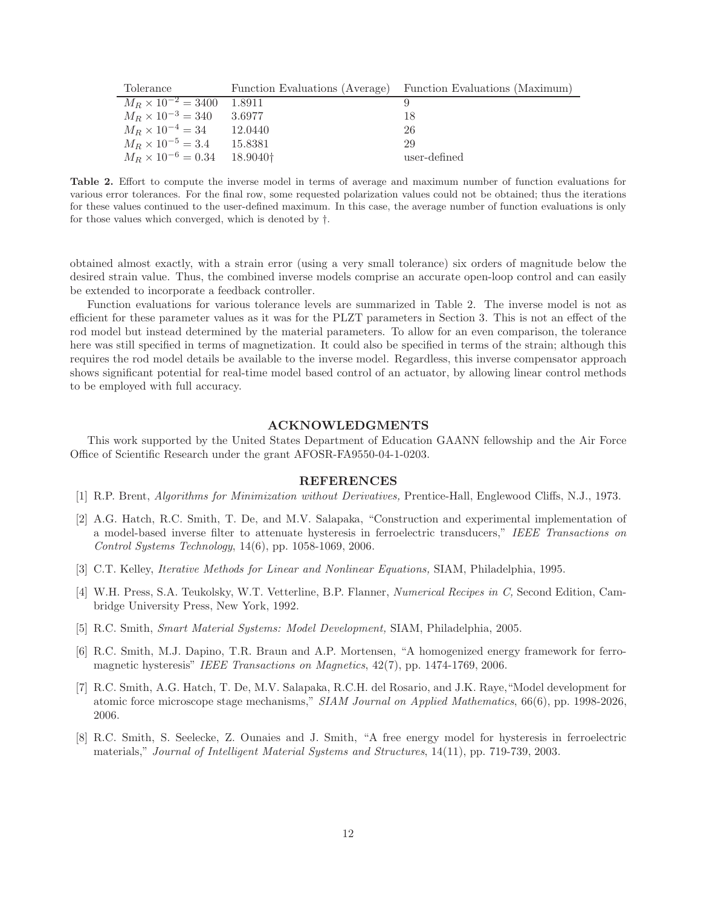| Tolerance | Function Evaluations (Average) | Function Evaluations (Maximum) |
|---|---|---|
| $M_R \times 10^{-2} = 3400$ | 1.8911 | 9 |
| $M_R \times 10^{-3} = 340$ | 3.6977 | 18 |
| $M_R \times 10^{-4} = 34$ | 12.0440 | 26 |
| $M_R \times 10^{-5} = 3.4$ | 15.8381 | 29 |
| $M_R \times 10^{-6} = 0.34$ | 18.9040† | user-defined |

**Table 2.** Effort to compute the inverse model in terms of average and maximum number of function evaluations for various error tolerances. For the final row, some requested polarization values could not be obtained; thus the iterations for these values continued to the user-defined maximum. In this case, the average number of function evaluations is only for those values which converged, which is denoted by †.

obtained almost exactly, with a strain error (using a very small tolerance) six orders of magnitude below the desired strain value. Thus, the combined inverse models comprise an accurate open-loop control and can easily be extended to incorporate a feedback controller.

Function evaluations for various tolerance levels are summarized in Table 2. The inverse model is not as efficient for these parameter values as it was for the PLZT parameters in Section 3. This is not an effect of the rod model but instead determined by the material parameters. To allow for an even comparison, the tolerance here was still specified in terms of magnetization. It could also be specified in terms of the strain; although this requires the rod model details be available to the inverse model. Regardless, this inverse compensator approach shows significant potential for real-time model based control of an actuator, by allowing linear control methods to be employed with full accuracy.

## ACKNOWLEDGMENTS

This work supported by the United States Department of Education GAANN fellowship and the Air Force Office of Scientific Research under the grant AFOSR-FA9550-04-1-0203.

## REFERENCES

[1] R.P. Brent, *Algorithms for Minimization without Derivatives,* Prentice-Hall, Englewood Cliffs, N.J., 1973.

[2] A.G. Hatch, R.C. Smith, T. De, and M.V. Salapaka, "Construction and experimental implementation of a model-based inverse filter to attenuate hysteresis in ferroelectric transducers," *IEEE Transactions on Control Systems Technology*, 14(6), pp. 1058-1069, 2006.

[3] C.T. Kelley, *Iterative Methods for Linear and Nonlinear Equations,* SIAM, Philadelphia, 1995.

[4] W.H. Press, S.A. Teukolsky, W.T. Vetterline, B.P. Flanner, *Numerical Recipes in C,* Second Edition, Cambridge University Press, New York, 1992.

[5] R.C. Smith, *Smart Material Systems: Model Development,* SIAM, Philadelphia, 2005.

[6] R.C. Smith, M.J. Dapino, T.R. Braun and A.P. Mortensen, "A homogenized energy framework for ferromagnetic hysteresis" *IEEE Transactions on Magnetics*, 42(7), pp. 1474-1769, 2006.

[7] R.C. Smith, A.G. Hatch, T. De, M.V. Salapaka, R.C.H. del Rosario, and J.K. Raye,"Model development for atomic force microscope stage mechanisms," *SIAM Journal on Applied Mathematics*, 66(6), pp. 1998-2026, 2006.

[8] R.C. Smith, S. Seelecke, Z. Ounaies and J. Smith, "A free energy model for hysteresis in ferroelectric materials," *Journal of Intelligent Material Systems and Structures*, 14(11), pp. 719-739, 2003.